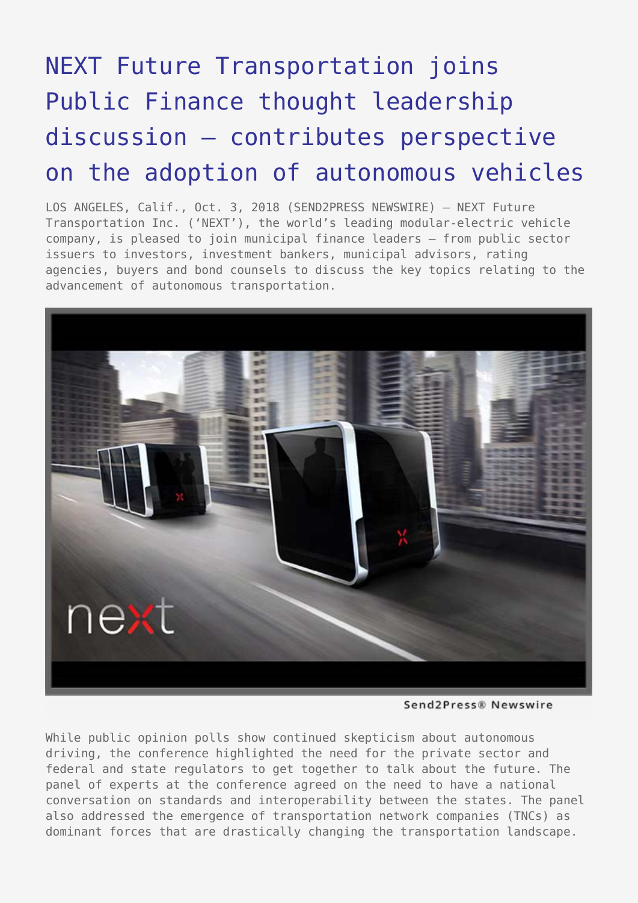# NEXT Future Transportation joins Public Finance thought leadership discussion – contributes perspective on the adoption of autonomous vehicles

LOS ANGELES, Calif., Oct. 3, 2018 (SEND2PRESS NEWSWIRE) — NEXT Future Transportation Inc. ('NEXT'), the world's leading modular-electric vehicle company, is pleased to join municipal finance leaders – from public sector issuers to investors, investment bankers, municipal advisors, rating agencies, buyers and bond counsels to discuss the key topics relating to the advancement of autonomous transportation.

While public opinion polls show continued skepticism about autonomous driving, the conference highlighted the need for the private sector and federal and state regulators to get together to talk about the future. The panel of experts at the conference agreed on the need to have a national conversation on standards and interoperability between the states. The panel also addressed the emergence of transportation network companies (TNCs) as dominant forces that are drastically changing the transportation landscape.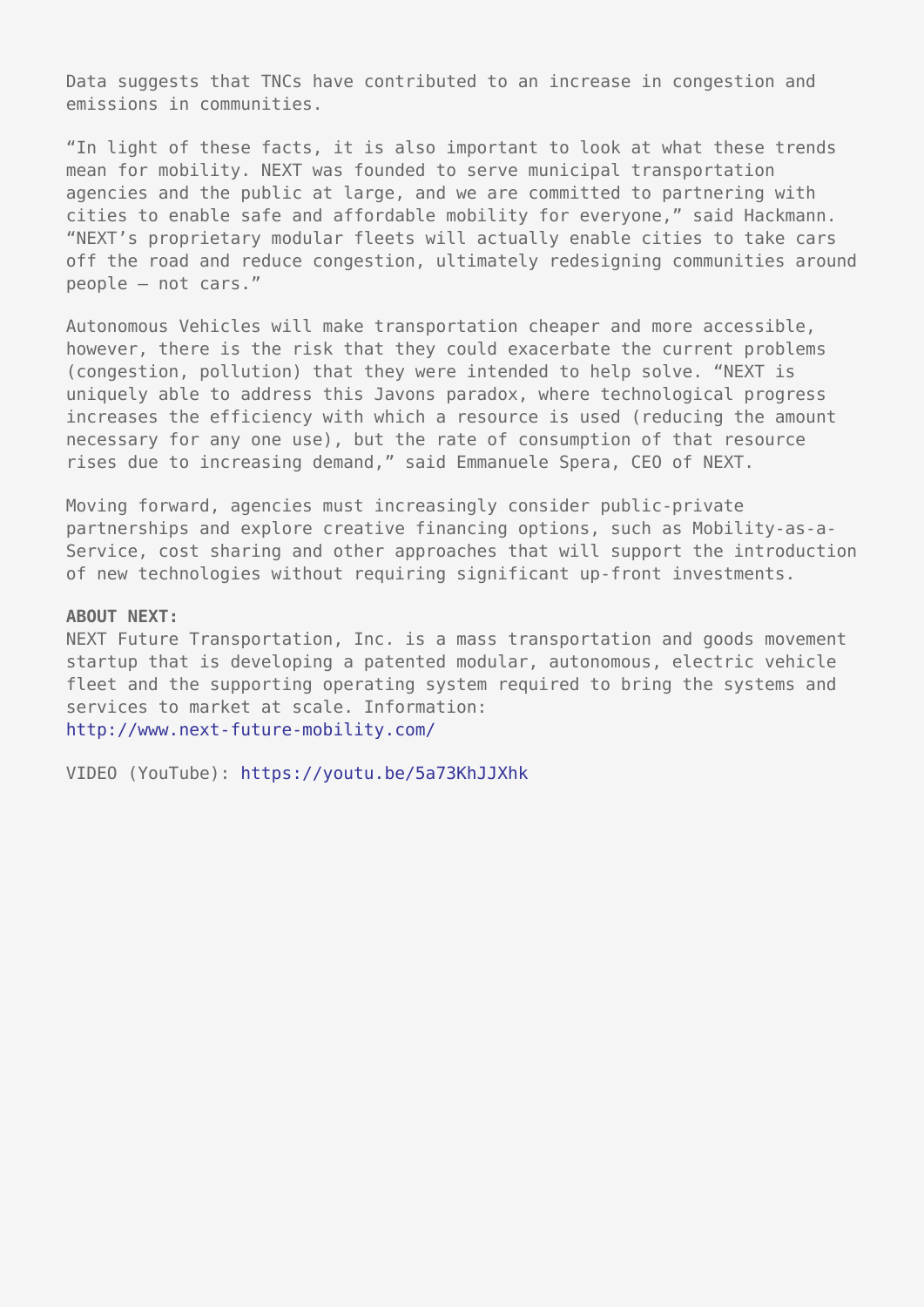Data suggests that TNCs have contributed to an increase in congestion and emissions in communities.

“In light of these facts, it is also important to look at what these trends mean for mobility. NEXT was founded to serve municipal transportation agencies and the public at large, and we are committed to partnering with cities to enable safe and affordable mobility for everyone,” said Hackmann. “NEXT’s proprietary modular fleets will actually enable cities to take cars off the road and reduce congestion, ultimately redesigning communities around people – not cars.”

Autonomous Vehicles will make transportation cheaper and more accessible, however, there is the risk that they could exacerbate the current problems (congestion, pollution) that they were intended to help solve. “NEXT is uniquely able to address this Javons paradox, where technological progress increases the efficiency with which a resource is used (reducing the amount necessary for any one use), but the rate of consumption of that resource rises due to increasing demand,” said Emmanuele Spera, CEO of NEXT.

Moving forward, agencies must increasingly consider public-private partnerships and explore creative financing options, such as Mobility-as-a-Service, cost sharing and other approaches that will support the introduction of new technologies without requiring significant up-front investments.

**ABOUT NEXT:**
NEXT Future Transportation, Inc. is a mass transportation and goods movement startup that is developing a patented modular, autonomous, electric vehicle fleet and the supporting operating system required to bring the systems and services to market at scale. Information:
http://www.next-future-mobility.com/

VIDEO (YouTube): https://youtu.be/5a73KhJJXhk